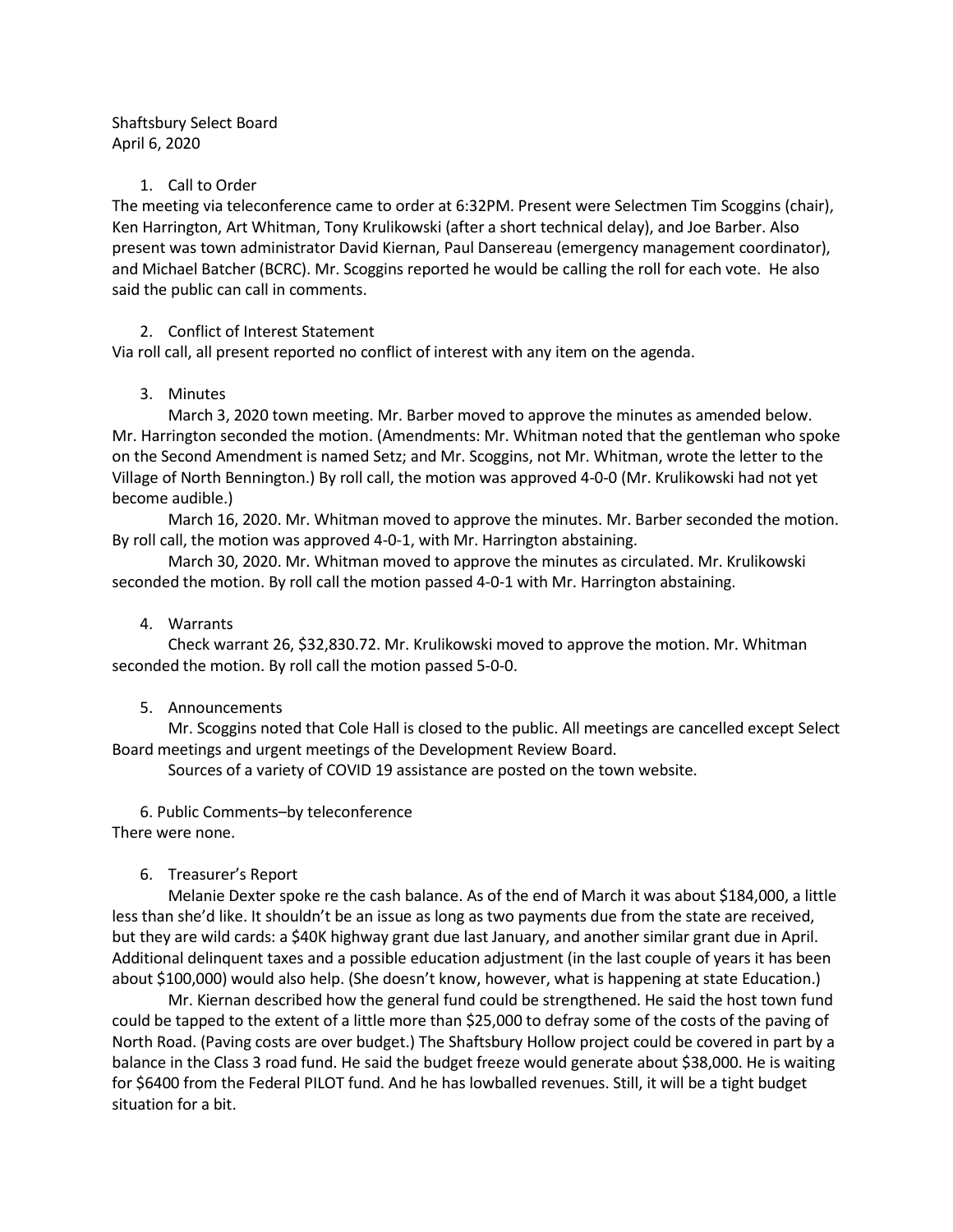Shaftsbury Select Board
April 6, 2020

1. Call to Order

The meeting via teleconference came to order at 6:32PM. Present were Selectmen Tim Scoggins (chair), Ken Harrington, Art Whitman, Tony Krulikowski (after a short technical delay), and Joe Barber. Also present was town administrator David Kiernan, Paul Dansereau (emergency management coordinator), and Michael Batcher (BCRC). Mr. Scoggins reported he would be calling the roll for each vote. He also said the public can call in comments.

2. Conflict of Interest Statement

Via roll call, all present reported no conflict of interest with any item on the agenda.

3. Minutes

March 3, 2020 town meeting. Mr. Barber moved to approve the minutes as amended below. Mr. Harrington seconded the motion. (Amendments: Mr. Whitman noted that the gentleman who spoke on the Second Amendment is named Setz; and Mr. Scoggins, not Mr. Whitman, wrote the letter to the Village of North Bennington.) By roll call, the motion was approved 4-0-0 (Mr. Krulikowski had not yet become audible.)

March 16, 2020. Mr. Whitman moved to approve the minutes. Mr. Barber seconded the motion. By roll call, the motion was approved 4-0-1, with Mr. Harrington abstaining.

March 30, 2020. Mr. Whitman moved to approve the minutes as circulated. Mr. Krulikowski seconded the motion. By roll call the motion passed 4-0-1 with Mr. Harrington abstaining.

4. Warrants

Check warrant 26, $32,830.72. Mr. Krulikowski moved to approve the motion. Mr. Whitman seconded the motion. By roll call the motion passed 5-0-0.

5. Announcements

Mr. Scoggins noted that Cole Hall is closed to the public. All meetings are cancelled except Select Board meetings and urgent meetings of the Development Review Board.

Sources of a variety of COVID 19 assistance are posted on the town website.

6. Public Comments–by teleconference

There were none.

6. Treasurer's Report

Melanie Dexter spoke re the cash balance. As of the end of March it was about $184,000, a little less than she'd like. It shouldn't be an issue as long as two payments due from the state are received, but they are wild cards: a $40K highway grant due last January, and another similar grant due in April. Additional delinquent taxes and a possible education adjustment (in the last couple of years it has been about $100,000) would also help. (She doesn't know, however, what is happening at state Education.)

Mr. Kiernan described how the general fund could be strengthened. He said the host town fund could be tapped to the extent of a little more than $25,000 to defray some of the costs of the paving of North Road. (Paving costs are over budget.) The Shaftsbury Hollow project could be covered in part by a balance in the Class 3 road fund. He said the budget freeze would generate about $38,000. He is waiting for $6400 from the Federal PILOT fund. And he has lowballed revenues. Still, it will be a tight budget situation for a bit.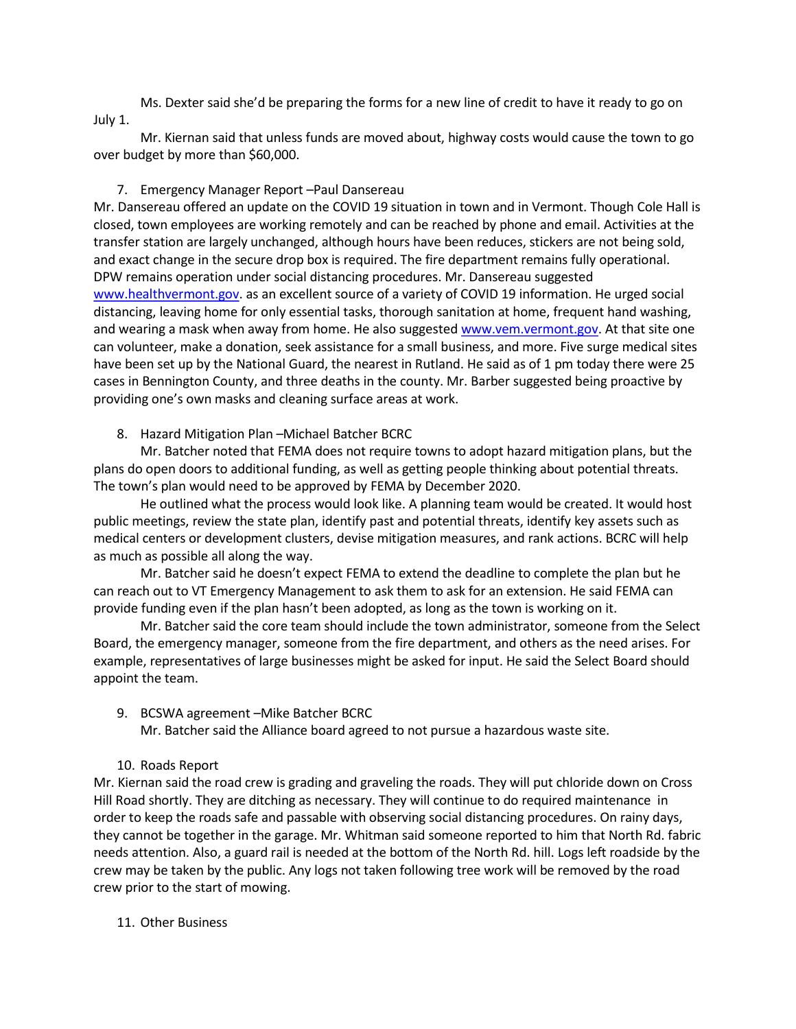Ms. Dexter said she'd be preparing the forms for a new line of credit to have it ready to go on July 1.

Mr. Kiernan said that unless funds are moved about, highway costs would cause the town to go over budget by more than $60,000.

7. Emergency Manager Report –Paul Dansereau

Mr. Dansereau offered an update on the COVID 19 situation in town and in Vermont. Though Cole Hall is closed, town employees are working remotely and can be reached by phone and email. Activities at the transfer station are largely unchanged, although hours have been reduces, stickers are not being sold, and exact change in the secure drop box is required. The fire department remains fully operational. DPW remains operation under social distancing procedures. Mr. Dansereau suggested www.healthvermont.gov. as an excellent source of a variety of COVID 19 information. He urged social distancing, leaving home for only essential tasks, thorough sanitation at home, frequent hand washing, and wearing a mask when away from home. He also suggested www.vem.vermont.gov. At that site one can volunteer, make a donation, seek assistance for a small business, and more. Five surge medical sites have been set up by the National Guard, the nearest in Rutland. He said as of 1 pm today there were 25 cases in Bennington County, and three deaths in the county. Mr. Barber suggested being proactive by providing one's own masks and cleaning surface areas at work.

8. Hazard Mitigation Plan –Michael Batcher BCRC

Mr. Batcher noted that FEMA does not require towns to adopt hazard mitigation plans, but the plans do open doors to additional funding, as well as getting people thinking about potential threats. The town's plan would need to be approved by FEMA by December 2020.

He outlined what the process would look like. A planning team would be created. It would host public meetings, review the state plan, identify past and potential threats, identify key assets such as medical centers or development clusters, devise mitigation measures, and rank actions. BCRC will help as much as possible all along the way.

Mr. Batcher said he doesn't expect FEMA to extend the deadline to complete the plan but he can reach out to VT Emergency Management to ask them to ask for an extension. He said FEMA can provide funding even if the plan hasn't been adopted, as long as the town is working on it.

Mr. Batcher said the core team should include the town administrator, someone from the Select Board, the emergency manager, someone from the fire department, and others as the need arises. For example, representatives of large businesses might be asked for input. He said the Select Board should appoint the team.

9. BCSWA agreement –Mike Batcher BCRC

Mr. Batcher said the Alliance board agreed to not pursue a hazardous waste site.

10. Roads Report

Mr. Kiernan said the road crew is grading and graveling the roads. They will put chloride down on Cross Hill Road shortly. They are ditching as necessary. They will continue to do required maintenance in order to keep the roads safe and passable with observing social distancing procedures. On rainy days, they cannot be together in the garage. Mr. Whitman said someone reported to him that North Rd. fabric needs attention. Also, a guard rail is needed at the bottom of the North Rd. hill. Logs left roadside by the crew may be taken by the public. Any logs not taken following tree work will be removed by the road crew prior to the start of mowing.

11. Other Business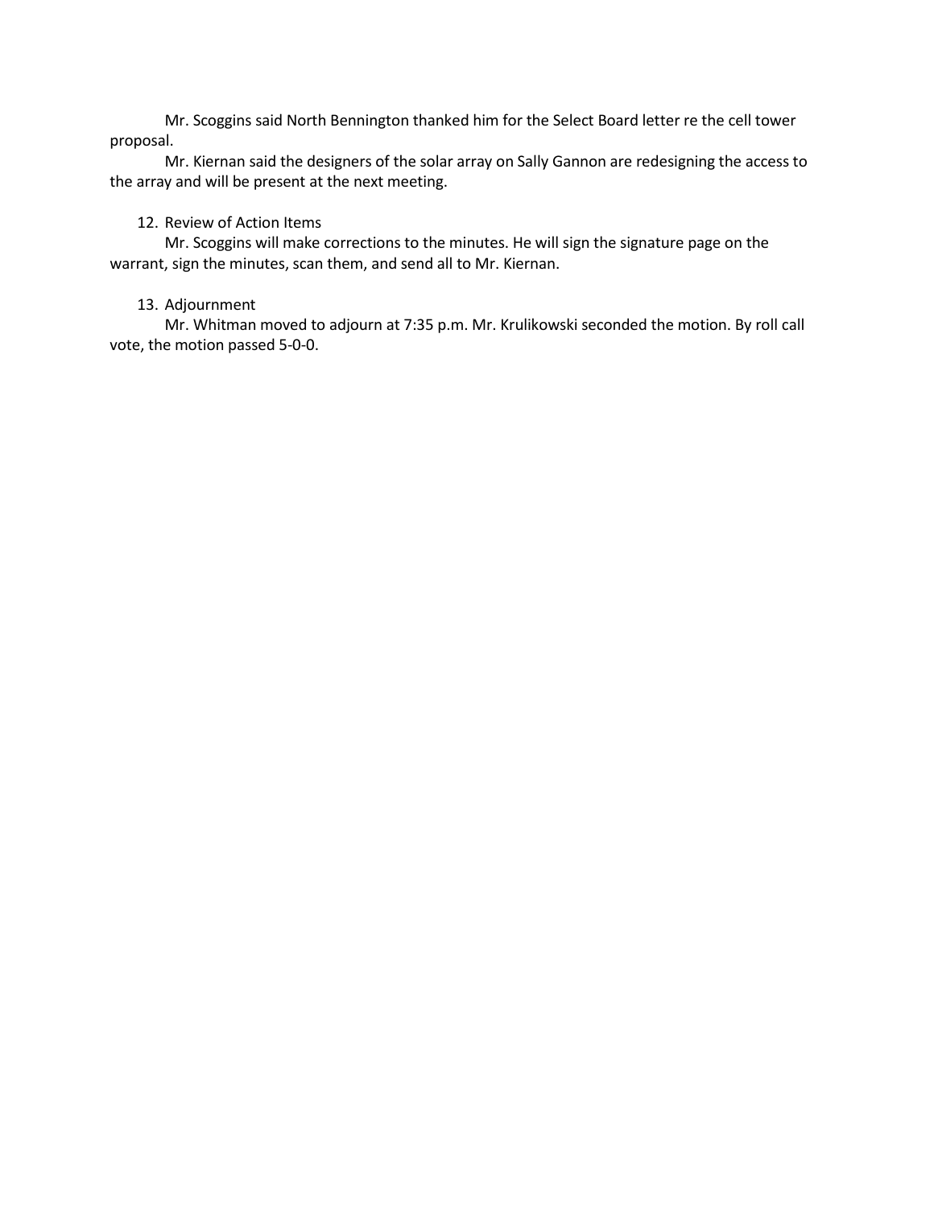Mr. Scoggins said North Bennington thanked him for the Select Board letter re the cell tower proposal.

Mr. Kiernan said the designers of the solar array on Sally Gannon are redesigning the access to the array and will be present at the next meeting.

12. Review of Action Items

Mr. Scoggins will make corrections to the minutes. He will sign the signature page on the warrant, sign the minutes, scan them, and send all to Mr. Kiernan.

13. Adjournment

Mr. Whitman moved to adjourn at 7:35 p.m. Mr. Krulikowski seconded the motion. By roll call vote, the motion passed 5-0-0.